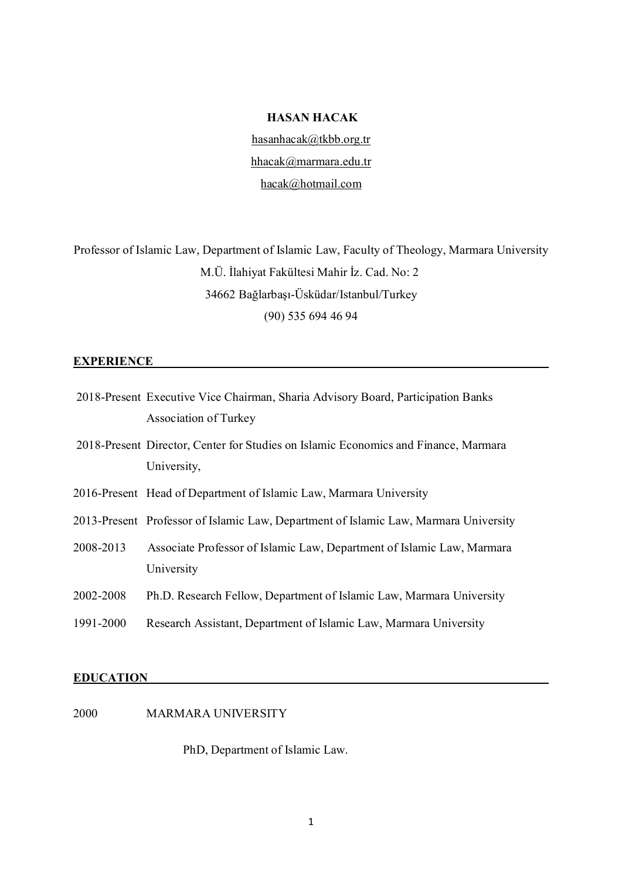# HASAN HACAK

hasanhacak@tkbb.org.tr

hhacak@marmara.edu.tr

hacak@hotmail.com

Professor of Islamic Law, Department of Islamic Law, Faculty of Theology, Marmara University
M.Ü. İlahiyat Fakültesi Mahir İz. Cad. No: 2
34662 Bağlarbaşı-Üsküdar/Istanbul/Turkey
(90) 535 694 46 94

## EXPERIENCE

2018-Present Executive Vice Chairman, Sharia Advisory Board, Participation Banks Association of Turkey

2018-Present Director, Center for Studies on Islamic Economics and Finance, Marmara University,

2016-Present Head of Department of Islamic Law, Marmara University

2013-Present Professor of Islamic Law, Department of Islamic Law, Marmara University

2008-2013 Associate Professor of Islamic Law, Department of Islamic Law, Marmara University

2002-2008 Ph.D. Research Fellow, Department of Islamic Law, Marmara University

1991-2000 Research Assistant, Department of Islamic Law, Marmara University

## EDUCATION

2000 MARMARA UNIVERSITY

PhD, Department of Islamic Law.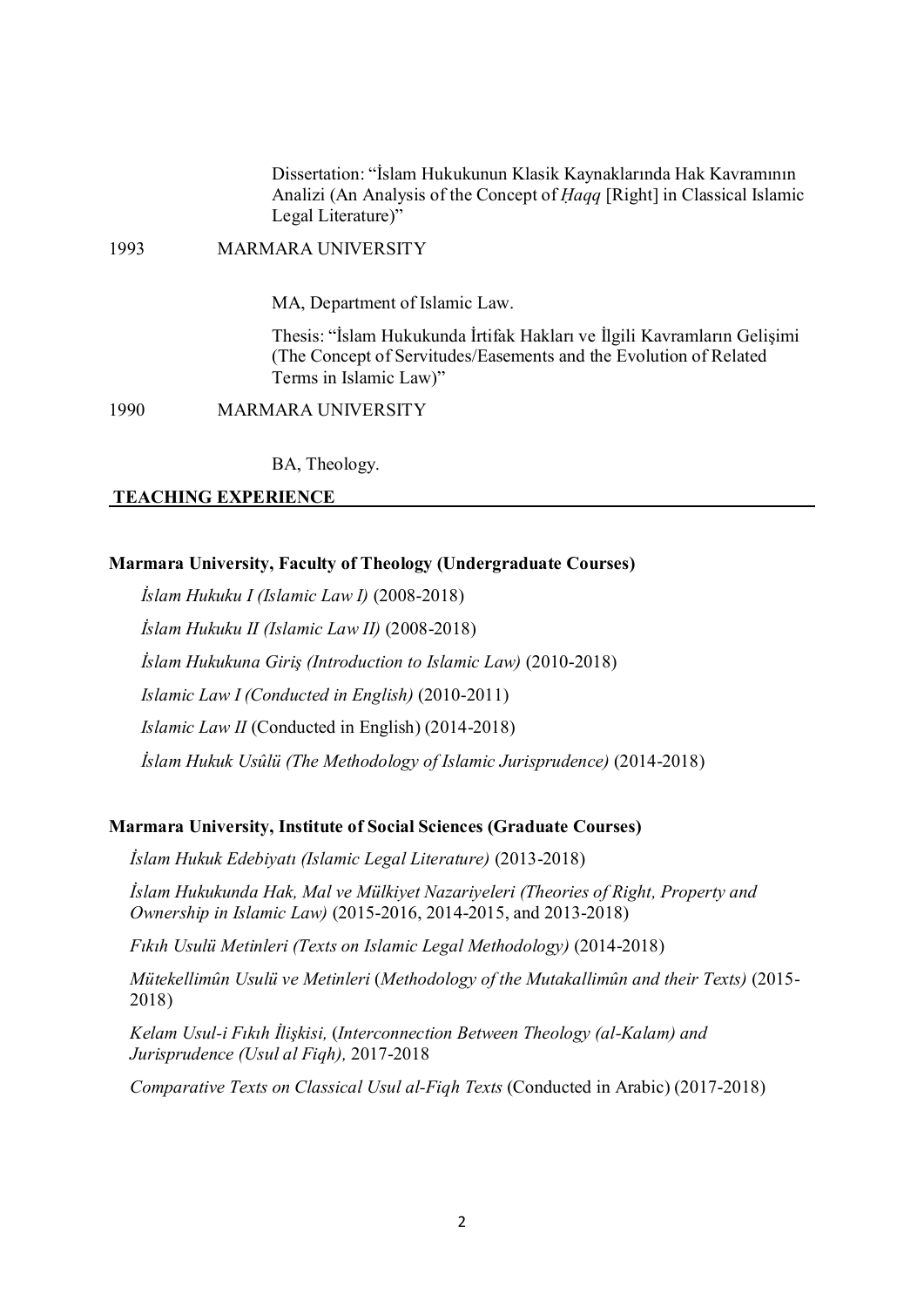Dissertation: "İslam Hukukunun Klasik Kaynaklarında Hak Kavramının Analizi (An Analysis of the Concept of *Ḥaqq* [Right] in Classical Islamic Legal Literature)"

1993 MARMARA UNIVERSITY

MA, Department of Islamic Law.

Thesis: "İslam Hukukunda İrtifak Hakları ve İlgili Kavramların Gelişimi (The Concept of Servitudes/Easements and the Evolution of Related Terms in Islamic Law)"

1990 MARMARA UNIVERSITY

BA, Theology.

## TEACHING EXPERIENCE

**Marmara University, Faculty of Theology (Undergraduate Courses)**

*İslam Hukuku I (Islamic Law I)* (2008-2018)

*İslam Hukuku II (Islamic Law II)* (2008-2018)

*İslam Hukukuna Giriş (Introduction to Islamic Law)* (2010-2018)

*Islamic Law I (Conducted in English)* (2010-2011)

*Islamic Law II* (Conducted in English) (2014-2018)

*İslam Hukuk Usûlü (The Methodology of Islamic Jurisprudence)* (2014-2018)

**Marmara University, Institute of Social Sciences (Graduate Courses)**

*İslam Hukuk Edebiyatı (Islamic Legal Literature)* (2013-2018)

*İslam Hukukunda Hak, Mal ve Mülkiyet Nazariyeleri (Theories of Right, Property and Ownership in Islamic Law)* (2015-2016, 2014-2015, and 2013-2018)

*Fıkıh Usulü Metinleri (Texts on Islamic Legal Methodology)* (2014-2018)

*Mütekellimûn Usulü ve Metinleri* (*Methodology of the Mutakallimûn and their Texts)* (2015-2018)

*Kelam Usul-i Fıkıh İlişkisi,* (*Interconnection Between Theology (al-Kalam) and Jurisprudence (Usul al Fiqh),* 2017-2018

*Comparative Texts on Classical Usul al-Fiqh Texts* (Conducted in Arabic) (2017-2018)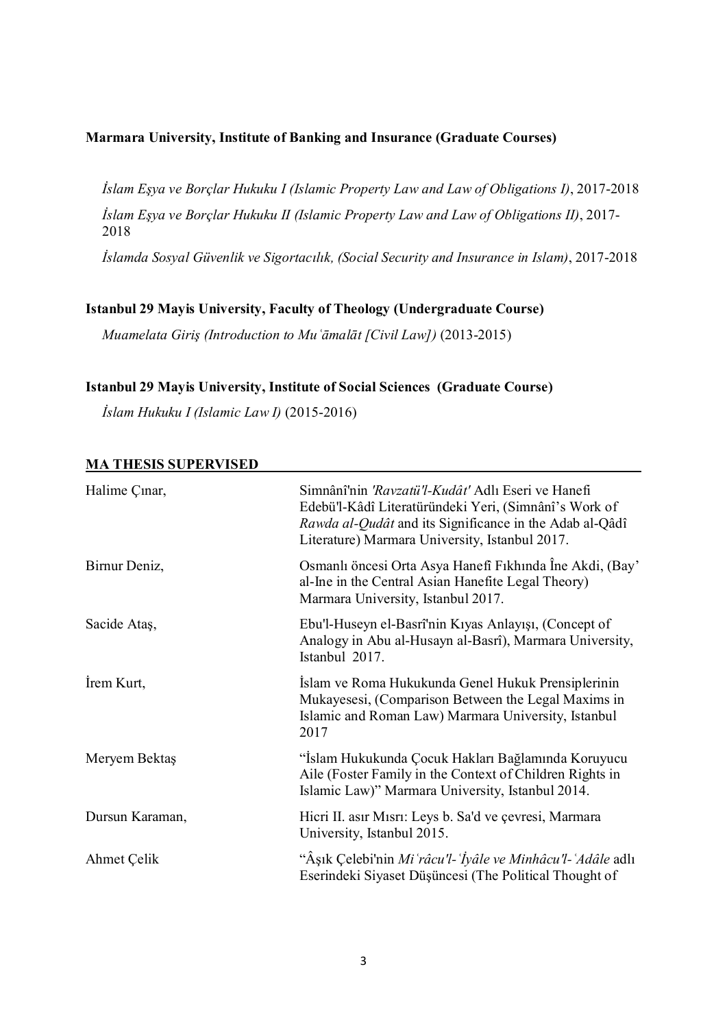**Marmara University, Institute of Banking and Insurance (Graduate Courses)**

*İslam Eşya ve Borçlar Hukuku I (Islamic Property Law and Law of Obligations I)*, 2017-2018

*İslam Eşya ve Borçlar Hukuku II (Islamic Property Law and Law of Obligations II)*, 2017-2018

*İslamda Sosyal Güvenlik ve Sigortacılık, (Social Security and Insurance in Islam)*, 2017-2018

**Istanbul 29 Mayis University, Faculty of Theology (Undergraduate Course)**

*Muamelata Giriş (Introduction to Muʿāmalāt [Civil Law])* (2013-2015)

**Istanbul 29 Mayis University, Institute of Social Sciences (Graduate Course)**

*İslam Hukuku I (Islamic Law I)* (2015-2016)

**MA THESIS SUPERVISED**

| | |
|---|---|
| Halime Çınar, | Simnânî'nin *'Ravzatü'l-Kudât'* Adlı Eseri ve Hanefi Edebü'l-Kâdî Literatüründeki Yeri, (Simnânî's Work of *Rawda al-Qudât* and its Significance in the Adab al-Qâdî Literature) Marmara University, Istanbul 2017. |
| Birnur Deniz, | Osmanlı öncesi Orta Asya Hanefî Fıkhında Îne Akdi, (Bay' al-Ine in the Central Asian Hanefite Legal Theory) Marmara University, Istanbul 2017. |
| Sacide Ataş, | Ebu'l-Huseyn el-Basrî'nin Kıyas Anlayışı, (Concept of Analogy in Abu al-Husayn al-Basrî), Marmara University, Istanbul 2017. |
| İrem Kurt, | İslam ve Roma Hukukunda Genel Hukuk Prensiplerinin Mukayesesi, (Comparison Between the Legal Maxims in Islamic and Roman Law) Marmara University, Istanbul 2017 |
| Meryem Bektaş | "İslam Hukukunda Çocuk Hakları Bağlamında Koruyucu Aile (Foster Family in the Context of Children Rights in Islamic Law)" Marmara University, Istanbul 2014. |
| Dursun Karaman, | Hicri II. asır Mısrı: Leys b. Sa'd ve çevresi, Marmara University, Istanbul 2015. |
| Ahmet Çelik | "Âşık Çelebi'nin *Miʿrâcu'l-ʿİyâle ve Minhâcu'l-ʿAdâle* adlı Eserindeki Siyaset Düşüncesi (The Political Thought of |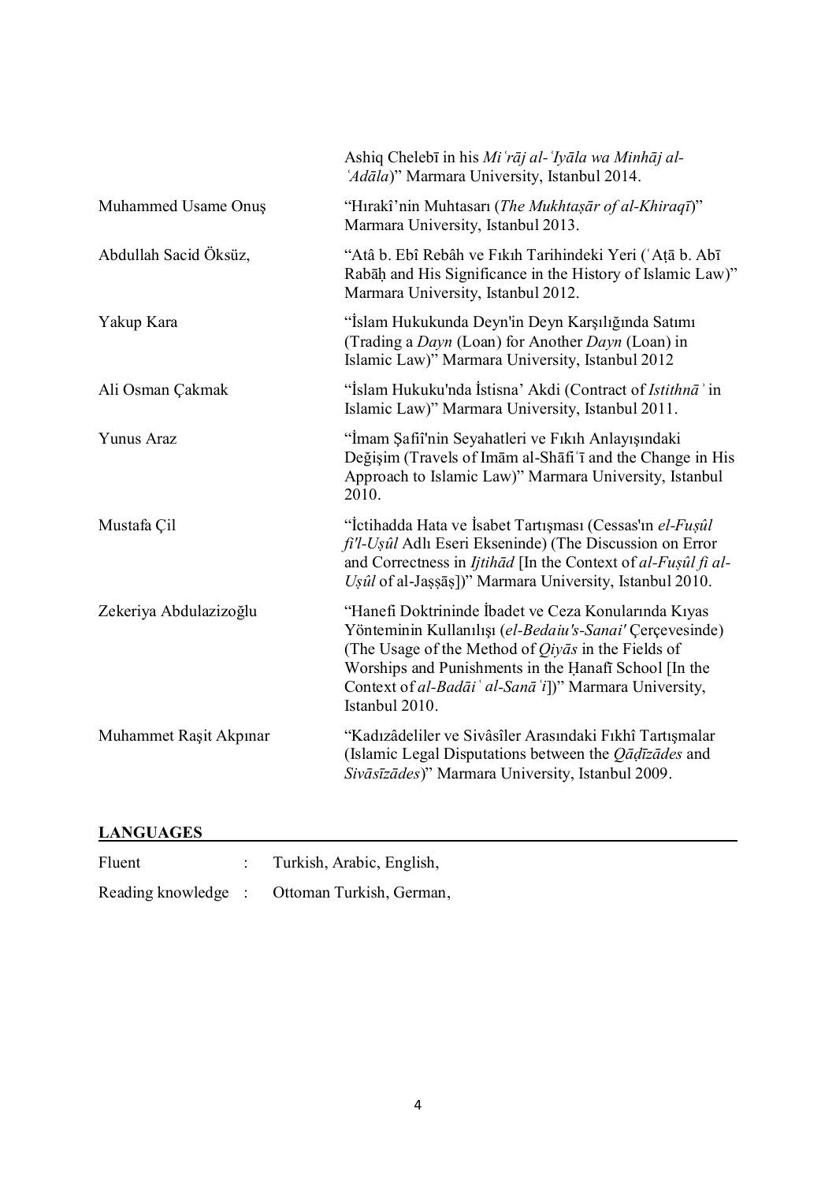| | |
|---|---|
| | Ashiq Chelebī in his *Miʿrāj al-ʿIyāla wa Minhāj al-ʿAdāla*)" Marmara University, Istanbul 2014. |
| Muhammed Usame Onuş | "Hırakî'nin Muhtasarı (*The Mukhtaṣār of al-Khiraqī*)" Marmara University, Istanbul 2013. |
| Abdullah Sacid Öksüz, | "Atâ b. Ebî Rebâh ve Fıkıh Tarihindeki Yeri (ʿAṭā b. Abī Rabāḥ and His Significance in the History of Islamic Law)" Marmara University, Istanbul 2012. |
| Yakup Kara | "İslam Hukukunda Deyn'in Deyn Karşılığında Satımı (Trading a *Dayn* (Loan) for Another *Dayn* (Loan) in Islamic Law)" Marmara University, Istanbul 2012 |
| Ali Osman Çakmak | "İslam Hukuku'nda İstisna' Akdi (Contract of *Istithnāʾ* in Islamic Law)" Marmara University, Istanbul 2011. |
| Yunus Araz | "İmam Şafiî'nin Seyahatleri ve Fıkıh Anlayışındaki Değişim (Travels of Imām al-Shāfiʿī and the Change in His Approach to Islamic Law)" Marmara University, Istanbul 2010. |
| Mustafa Çil | "İctihadda Hata ve İsabet Tartışması (Cessas'ın *el-Fuşûl fi'l-Uşûl* Adlı Eseri Ekseninde) (The Discussion on Error and Correctness in *Ijtihād* [In the Context of *al-Fuṣûl fi al-Uṣûl* of al-Jaṣṣāṣ])" Marmara University, Istanbul 2010. |
| Zekeriya Abdulazizoğlu | "Hanefi Doktrininde İbadet ve Ceza Konularında Kıyas Yönteminin Kullanılışı (*el-Bedaiu's-Sanai'* Çerçevesinde) (The Usage of the Method of *Qiyās* in the Fields of Worships and Punishments in the Ḥanafī School [In the Context of *al-Badāiʿ al-Sanāʿi*])" Marmara University, Istanbul 2010. |
| Muhammet Raşit Akpınar | "Kadızâdeliler ve Sivâsîler Arasındaki Fıkhî Tartışmalar (Islamic Legal Disputations between the *Qāḍīzādes* and *Sivāsīzādes*)" Marmara University, Istanbul 2009. |

## LANGUAGES

| | | |
|---|---|---|
| Fluent | : | Turkish, Arabic, English, |
| Reading knowledge | : | Ottoman Turkish, German, |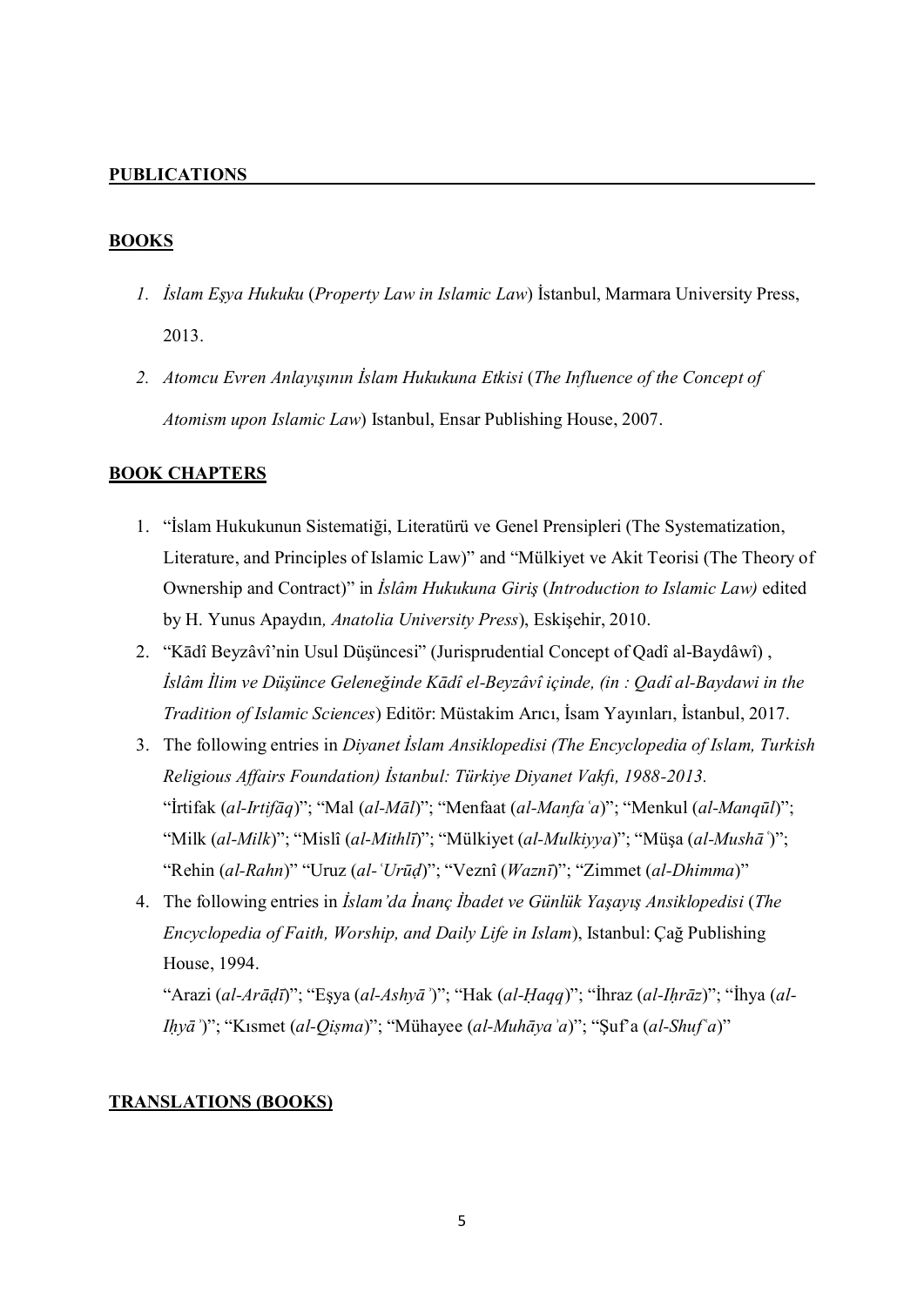## PUBLICATIONS

### BOOKS

1. *İslam Eşya Hukuku* (*Property Law in Islamic Law*) İstanbul, Marmara University Press, 2013.
2. *Atomcu Evren Anlayışının İslam Hukukuna Etkisi* (*The Influence of the Concept of Atomism upon Islamic Law*) Istanbul, Ensar Publishing House, 2007.

### BOOK CHAPTERS

1. "İslam Hukukunun Sistematiği, Literatürü ve Genel Prensipleri (The Systematization, Literature, and Principles of Islamic Law)" and "Mülkiyet ve Akit Teorisi (The Theory of Ownership and Contract)" in *İslâm Hukukuna Giriş* (*Introduction to Islamic Law)* edited by H. Yunus Apaydın*, Anatolia University Press*), Eskişehir, 2010.
2. "Kādî Beyzâvî'nin Usul Düşüncesi" (Jurisprudential Concept of Qadî al-Baydâwî) , *İslâm İlim ve Düşünce Geleneğinde Kādî el-Beyzâvî içinde, (in : Qadî al-Baydawi in the Tradition of Islamic Sciences*) Editör: Müstakim Arıcı, İsam Yayınları, İstanbul, 2017.
3. The following entries in *Diyanet İslam Ansiklopedisi (The Encyclopedia of Islam, Turkish Religious Affairs Foundation) İstanbul: Türkiye Diyanet Vakfı, 1988-2013.*
   "İrtifak (*al-Irtifāq*)"; "Mal (*al-Māl*)"; "Menfaat (*al-Manfaʿa*)"; "Menkul (*al-Manqūl*)"; "Milk (*al-Milk*)"; "Mislî (*al-Mithlī*)"; "Mülkiyet (*al-Mulkiyya*)"; "Müşa (*al-Mushāʾ*)"; "Rehin (*al-Rahn*)" "Uruz (*al-ʿUrūḍ*)"; "Veznî (*Waznī*)"; "Zimmet (*al-Dhimma*)"
4. The following entries in *İslam'da İnanç İbadet ve Günlük Yaşayış Ansiklopedisi* (*The Encyclopedia of Faith, Worship, and Daily Life in Islam*), Istanbul: Çağ Publishing House, 1994.
   "Arazi (*al-Arāḍī*)"; "Eşya (*al-Ashyāʾ*)"; "Hak (*al-Ḥaqq*)"; "İhraz (*al-Iḥrāz*)"; "İhya (*al-Iḥyāʾ*)"; "Kısmet (*al-Qiṣma*)"; "Mühayee (*al-Muhāyaʾa*)"; "Şuf'a (*al-Shufʿa*)"

### TRANSLATIONS (BOOKS)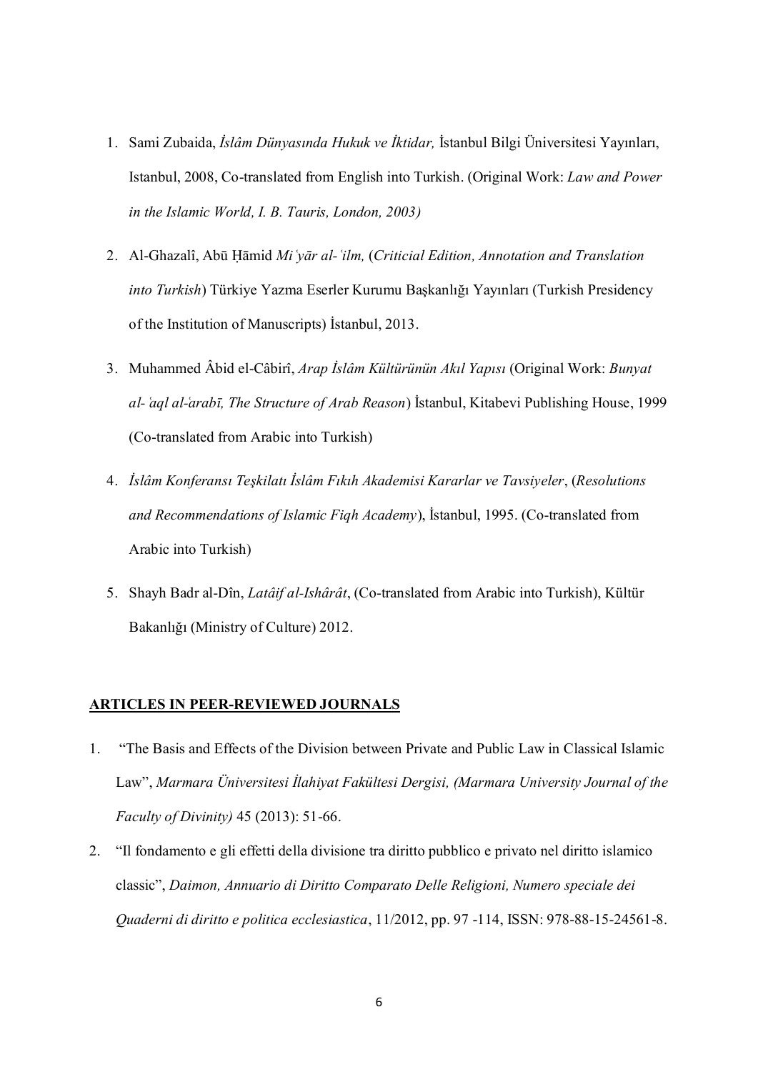1. Sami Zubaida, *İslâm Dünyasında Hukuk ve İktidar,* İstanbul Bilgi Üniversitesi Yayınları, Istanbul, 2008, Co-translated from English into Turkish. (Original Work: *Law and Power in the Islamic World, I. B. Tauris, London, 2003)*

2. Al-Ghazalî, Abū Ḥāmid *Miʿyār al-ʿilm,* (*Criticial Edition, Annotation and Translation into Turkish*) Türkiye Yazma Eserler Kurumu Başkanlığı Yayınları (Turkish Presidency of the Institution of Manuscripts) İstanbul, 2013.

3. Muhammed Âbid el-Câbirî, *Arap İslâm Kültürünün Akıl Yapısı* (Original Work: *Bunyat al-ʿaql al-ʿarabī, The Structure of Arab Reason*) İstanbul, Kitabevi Publishing House, 1999 (Co-translated from Arabic into Turkish)

4. *İslâm Konferansı Teşkilatı İslâm Fıkıh Akademisi Kararlar ve Tavsiyeler*, (*Resolutions and Recommendations of Islamic Fiqh Academy*), İstanbul, 1995. (Co-translated from Arabic into Turkish)

5. Shayh Badr al-Dîn, *Latâif al-Ishârât*, (Co-translated from Arabic into Turkish), Kültür Bakanlığı (Ministry of Culture) 2012.

## ARTICLES IN PEER-REVIEWED JOURNALS

1. "The Basis and Effects of the Division between Private and Public Law in Classical Islamic Law", *Marmara Üniversitesi İlahiyat Fakültesi Dergisi, (Marmara University Journal of the Faculty of Divinity)* 45 (2013): 51-66.

2. "Il fondamento e gli effetti della divisione tra diritto pubblico e privato nel diritto islamico classic", *Daimon, Annuario di Diritto Comparato Delle Religioni, Numero speciale dei Quaderni di diritto e politica ecclesiastica*, 11/2012, pp. 97 -114, ISSN: 978-88-15-24561-8.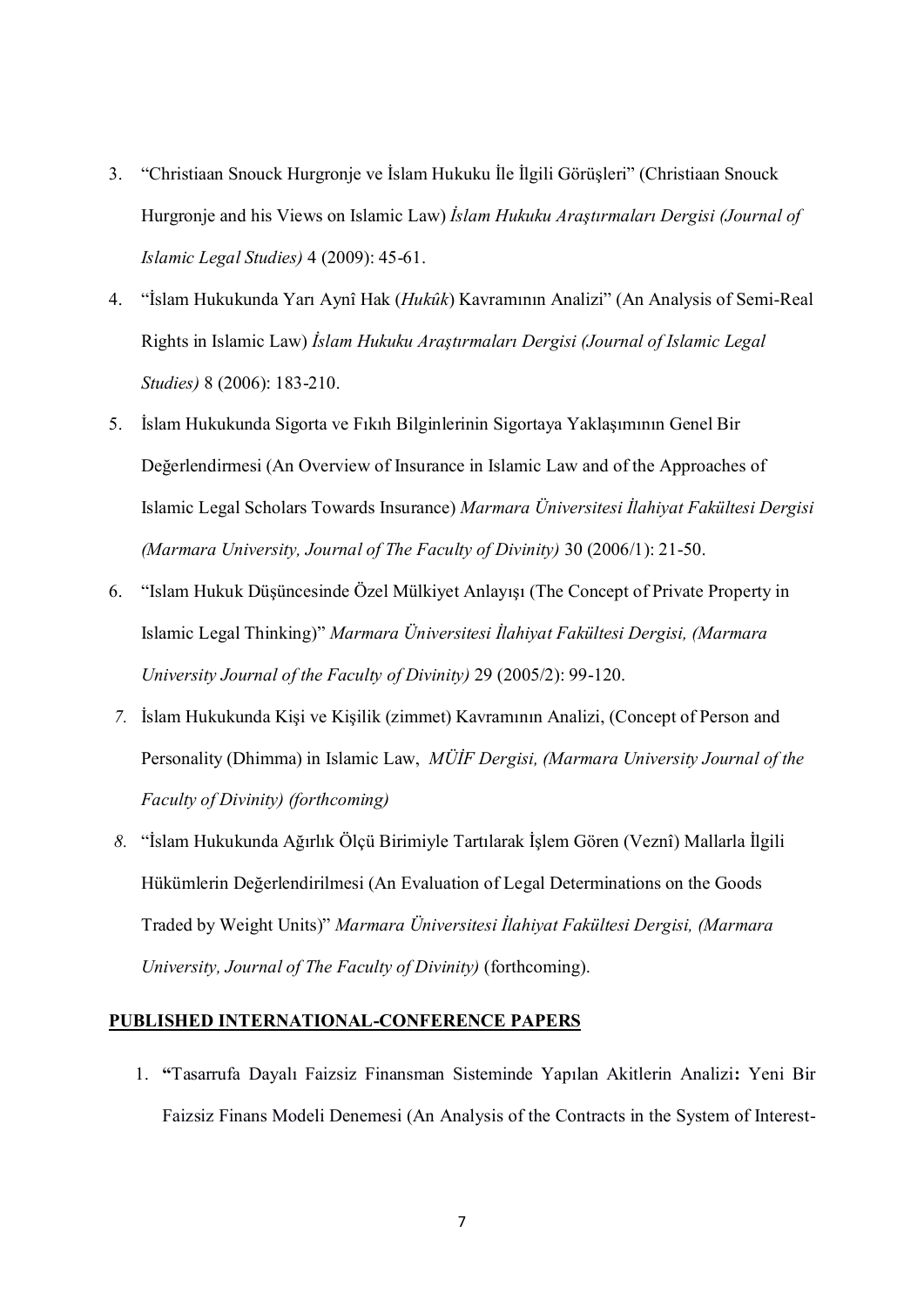3. "Christiaan Snouck Hurgronje ve İslam Hukuku İle İlgili Görüşleri" (Christiaan Snouck Hurgronje and his Views on Islamic Law) *İslam Hukuku Araştırmaları Dergisi (Journal of Islamic Legal Studies)* 4 (2009): 45-61.
4. "İslam Hukukunda Yarı Aynî Hak (*Hukûk*) Kavramının Analizi" (An Analysis of Semi-Real Rights in Islamic Law) *İslam Hukuku Araştırmaları Dergisi (Journal of Islamic Legal Studies)* 8 (2006): 183-210.
5. İslam Hukukunda Sigorta ve Fıkıh Bilginlerinin Sigortaya Yaklaşımının Genel Bir Değerlendirmesi (An Overview of Insurance in Islamic Law and of the Approaches of Islamic Legal Scholars Towards Insurance) *Marmara Üniversitesi İlahiyat Fakültesi Dergisi (Marmara University, Journal of The Faculty of Divinity)* 30 (2006/1): 21-50.
6. "Islam Hukuk Düşüncesinde Özel Mülkiyet Anlayışı (The Concept of Private Property in Islamic Legal Thinking)" *Marmara Üniversitesi İlahiyat Fakültesi Dergisi, (Marmara University Journal of the Faculty of Divinity)* 29 (2005/2): 99-120.
7. İslam Hukukunda Kişi ve Kişilik (zimmet) Kavramının Analizi, (Concept of Person and Personality (Dhimma) in Islamic Law, *MÜİF Dergisi, (Marmara University Journal of the Faculty of Divinity) (forthcoming)*
8. "İslam Hukukunda Ağırlık Ölçü Birimiyle Tartılarak İşlem Gören (Veznî) Mallarla İlgili Hükümlerin Değerlendirilmesi (An Evaluation of Legal Determinations on the Goods Traded by Weight Units)" *Marmara Üniversitesi İlahiyat Fakültesi Dergisi, (Marmara University, Journal of The Faculty of Divinity)* (forthcoming).

**PUBLISHED INTERNATIONAL-CONFERENCE PAPERS**

1. **"**Tasarrufa Dayalı Faizsiz Finansman Sisteminde Yapılan Akitlerin Analizi**:** Yeni Bir Faizsiz Finans Modeli Denemesi (An Analysis of the Contracts in the System of Interest-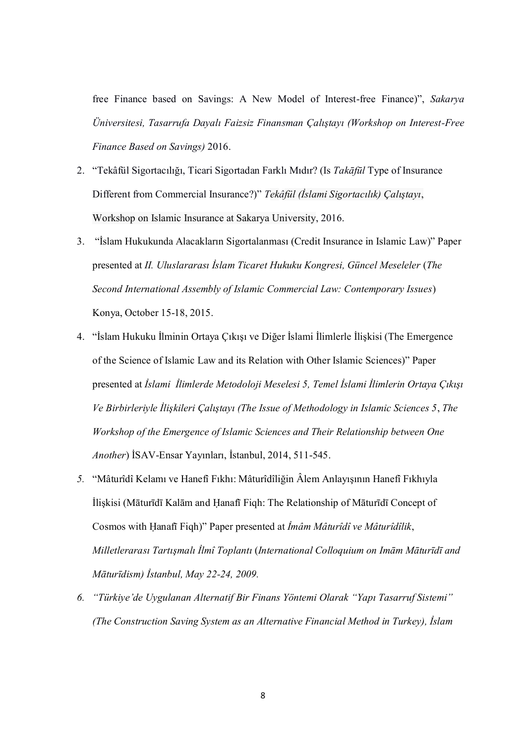free Finance based on Savings: A New Model of Interest-free Finance)", *Sakarya Üniversitesi, Tasarrufa Dayalı Faizsiz Finansman Çalıştayı (Workshop on Interest-Free Finance Based on Savings)* 2016.

2. "Tekâfül Sigortacılığı, Ticari Sigortadan Farklı Mıdır? (Is *Takāfūl* Type of Insurance Different from Commercial Insurance?)" *Tekâfül (İslami Sigortacılık) Çalıştayı*, Workshop on Islamic Insurance at Sakarya University, 2016.
3. "İslam Hukukunda Alacakların Sigortalanması (Credit Insurance in Islamic Law)" Paper presented at *II. Uluslararası İslam Ticaret Hukuku Kongresi, Güncel Meseleler* (*The Second International Assembly of Islamic Commercial Law: Contemporary Issues*) Konya, October 15-18, 2015.
4. "İslam Hukuku İlminin Ortaya Çıkışı ve Diğer İslami İlimlerle İlişkisi (The Emergence of the Science of Islamic Law and its Relation with Other Islamic Sciences)" Paper presented at *İslami İlimlerde Metodoloji Meselesi 5, Temel İslami İlimlerin Ortaya Çıkışı Ve Birbirleriyle İlişkileri Çalıştayı (The Issue of Methodology in Islamic Sciences 5*, *The Workshop of the Emergence of Islamic Sciences and Their Relationship between One Another*) İSAV-Ensar Yayınları, İstanbul, 2014, 511-545.
5. "Mâturîdî Kelamı ve Hanefî Fıkhı: Mâturîdîliğin Âlem Anlayışının Hanefî Fıkhıyla İlişkisi (Māturīdī Kalām and Ḥanafī Fiqh: The Relationship of Māturīdī Concept of Cosmos with Ḥanafī Fiqh)" Paper presented at *İmâm Mâturîdî ve Mâturîdîlik*, *Milletlerarası Tartışmalı İlmî Toplantı* (*International Colloquium on Imām Māturīdī and Māturīdism) İstanbul, May 22-24, 2009.*
6. *"Türkiye'de Uygulanan Alternatif Bir Finans Yöntemi Olarak "Yapı Tasarruf Sistemi" (The Construction Saving System as an Alternative Financial Method in Turkey), İslam*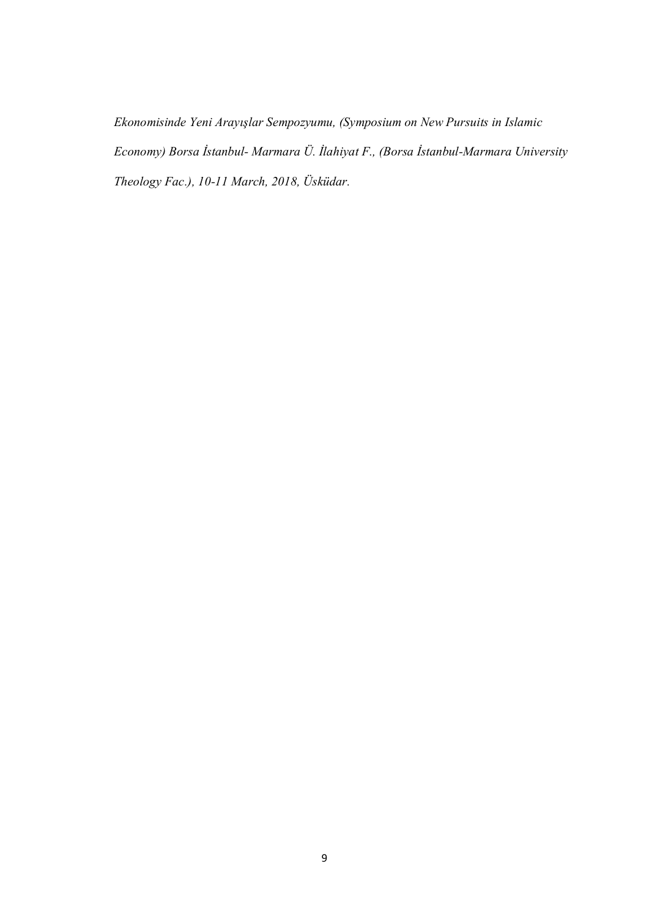*Ekonomisinde Yeni Arayışlar Sempozyumu, (Symposium on New Pursuits in Islamic Economy) Borsa İstanbul- Marmara Ü. İlahiyat F., (Borsa İstanbul-Marmara University Theology Fac.), 10-11 March, 2018, Üsküdar.*